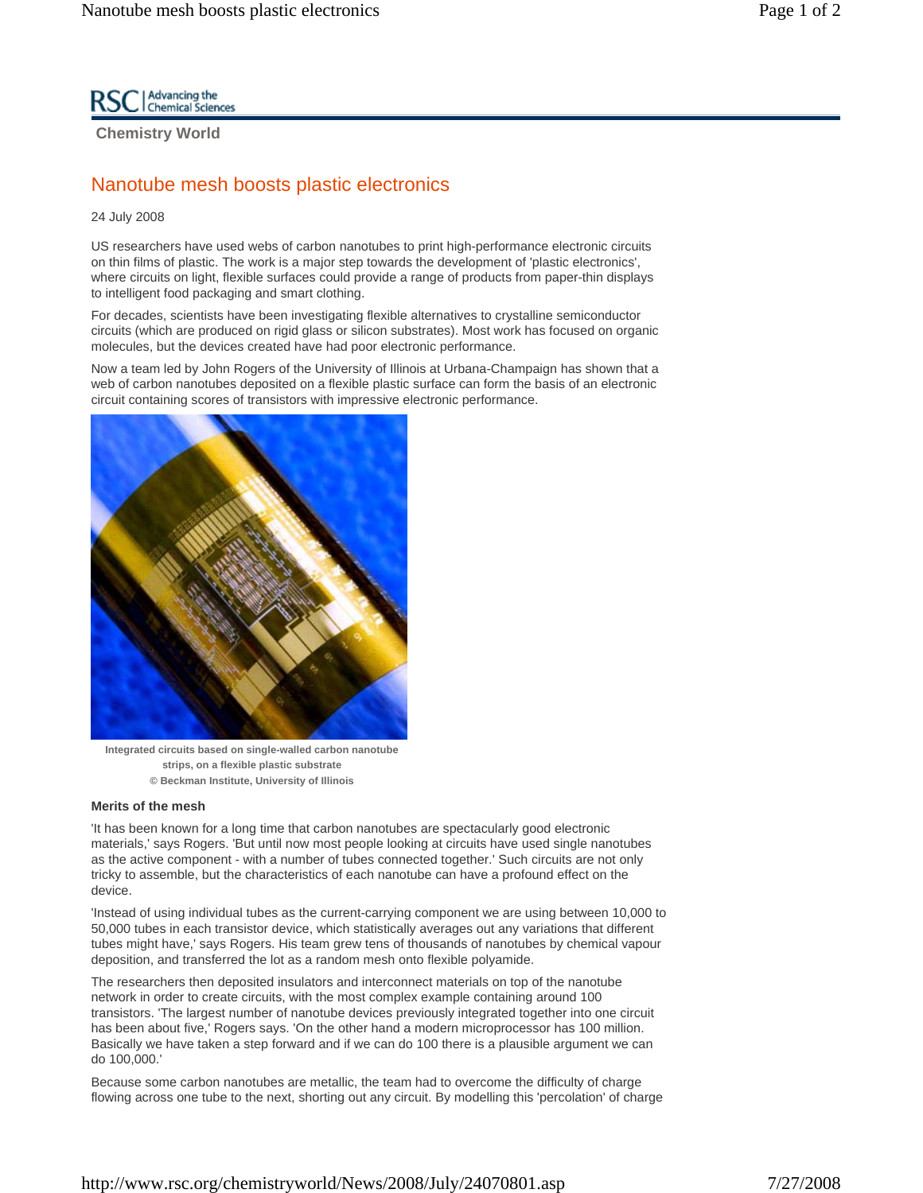RSC | Advancing the Chemical Sciences

**Chemistry World**

# Nanotube mesh boosts plastic electronics

24 July 2008

US researchers have used webs of carbon nanotubes to print high-performance electronic circuits on thin films of plastic. The work is a major step towards the development of 'plastic electronics', where circuits on light, flexible surfaces could provide a range of products from paper-thin displays to intelligent food packaging and smart clothing.

For decades, scientists have been investigating flexible alternatives to crystalline semiconductor circuits (which are produced on rigid glass or silicon substrates). Most work has focused on organic molecules, but the devices created have had poor electronic performance.

Now a team led by John Rogers of the University of Illinois at Urbana-Champaign has shown that a web of carbon nanotubes deposited on a flexible plastic surface can form the basis of an electronic circuit containing scores of transistors with impressive electronic performance.

**Integrated circuits based on single-walled carbon nanotube strips, on a flexible plastic substrate**
**© Beckman Institute, University of Illinois**

## Merits of the mesh

'It has been known for a long time that carbon nanotubes are spectacularly good electronic materials,' says Rogers. 'But until now most people looking at circuits have used single nanotubes as the active component - with a number of tubes connected together.' Such circuits are not only tricky to assemble, but the characteristics of each nanotube can have a profound effect on the device.

'Instead of using individual tubes as the current-carrying component we are using between 10,000 to 50,000 tubes in each transistor device, which statistically averages out any variations that different tubes might have,' says Rogers. His team grew tens of thousands of nanotubes by chemical vapour deposition, and transferred the lot as a random mesh onto flexible polyamide.

The researchers then deposited insulators and interconnect materials on top of the nanotube network in order to create circuits, with the most complex example containing around 100 transistors. 'The largest number of nanotube devices previously integrated together into one circuit has been about five,' Rogers says. 'On the other hand a modern microprocessor has 100 million. Basically we have taken a step forward and if we can do 100 there is a plausible argument we can do 100,000.'

Because some carbon nanotubes are metallic, the team had to overcome the difficulty of charge flowing across one tube to the next, shorting out any circuit. By modelling this 'percolation' of charge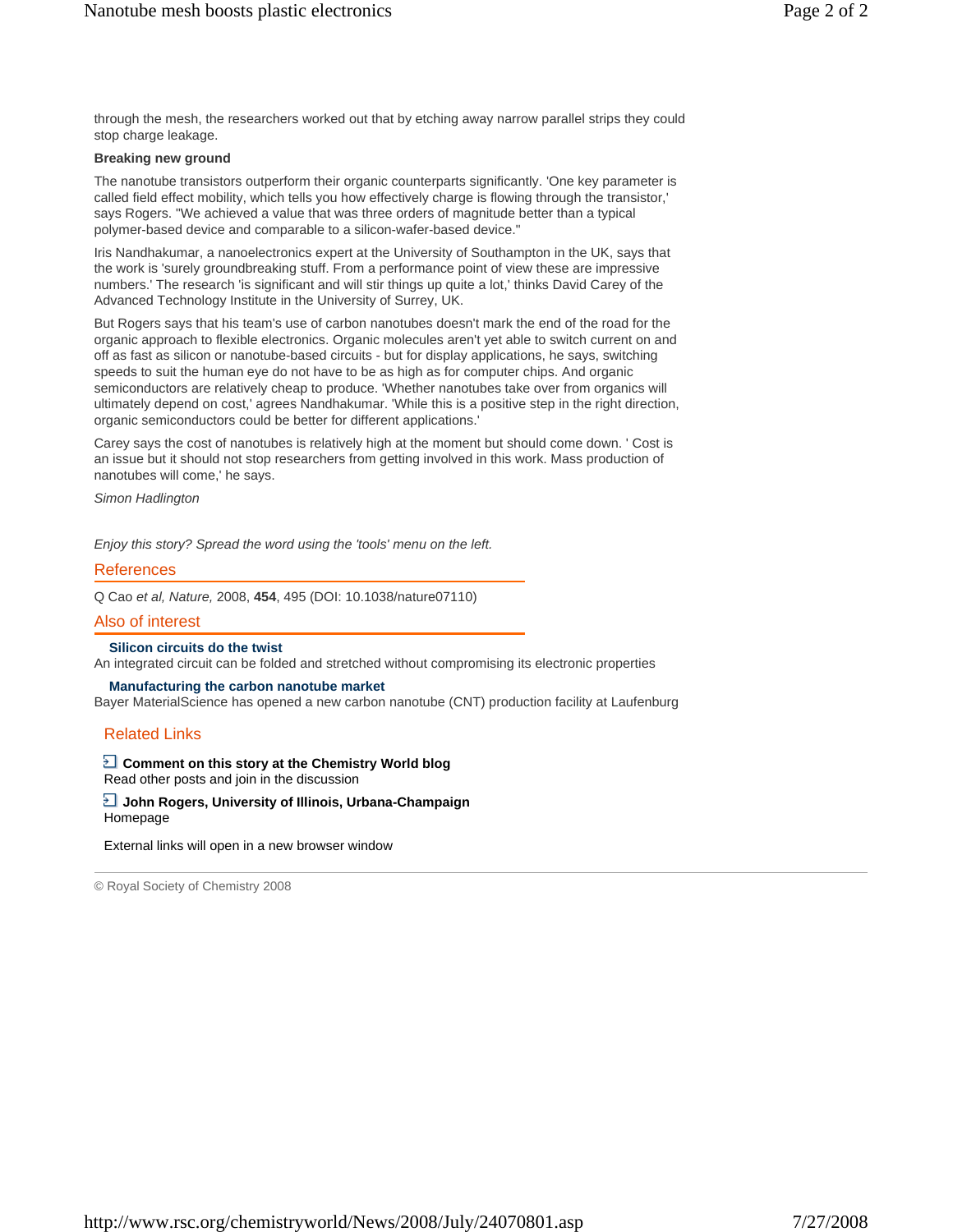through the mesh, the researchers worked out that by etching away narrow parallel strips they could stop charge leakage.

**Breaking new ground**

The nanotube transistors outperform their organic counterparts significantly. 'One key parameter is called field effect mobility, which tells you how effectively charge is flowing through the transistor,' says Rogers. "We achieved a value that was three orders of magnitude better than a typical polymer-based device and comparable to a silicon-wafer-based device."

Iris Nandhakumar, a nanoelectronics expert at the University of Southampton in the UK, says that the work is 'surely groundbreaking stuff. From a performance point of view these are impressive numbers.' The research 'is significant and will stir things up quite a lot,' thinks David Carey of the Advanced Technology Institute in the University of Surrey, UK.

But Rogers says that his team's use of carbon nanotubes doesn't mark the end of the road for the organic approach to flexible electronics. Organic molecules aren't yet able to switch current on and off as fast as silicon or nanotube-based circuits - but for display applications, he says, switching speeds to suit the human eye do not have to be as high as for computer chips. And organic semiconductors are relatively cheap to produce. 'Whether nanotubes take over from organics will ultimately depend on cost,' agrees Nandhakumar. 'While this is a positive step in the right direction, organic semiconductors could be better for different applications.'

Carey says the cost of nanotubes is relatively high at the moment but should come down. ' Cost is an issue but it should not stop researchers from getting involved in this work. Mass production of nanotubes will come,' he says.

*Simon Hadlington*

*Enjoy this story? Spread the word using the 'tools' menu on the left.*

## References

Q Cao *et al*, *Nature,* 2008, **454**, 495 (DOI: 10.1038/nature07110)

## Also of interest

**Silicon circuits do the twist**
An integrated circuit can be folded and stretched without compromising its electronic properties

**Manufacturing the carbon nanotube market**
Bayer MaterialScience has opened a new carbon nanotube (CNT) production facility at Laufenburg

## Related Links

**Comment on this story at the Chemistry World blog**
Read other posts and join in the discussion

**John Rogers, University of Illinois, Urbana-Champaign**
Homepage

External links will open in a new browser window

© Royal Society of Chemistry 2008